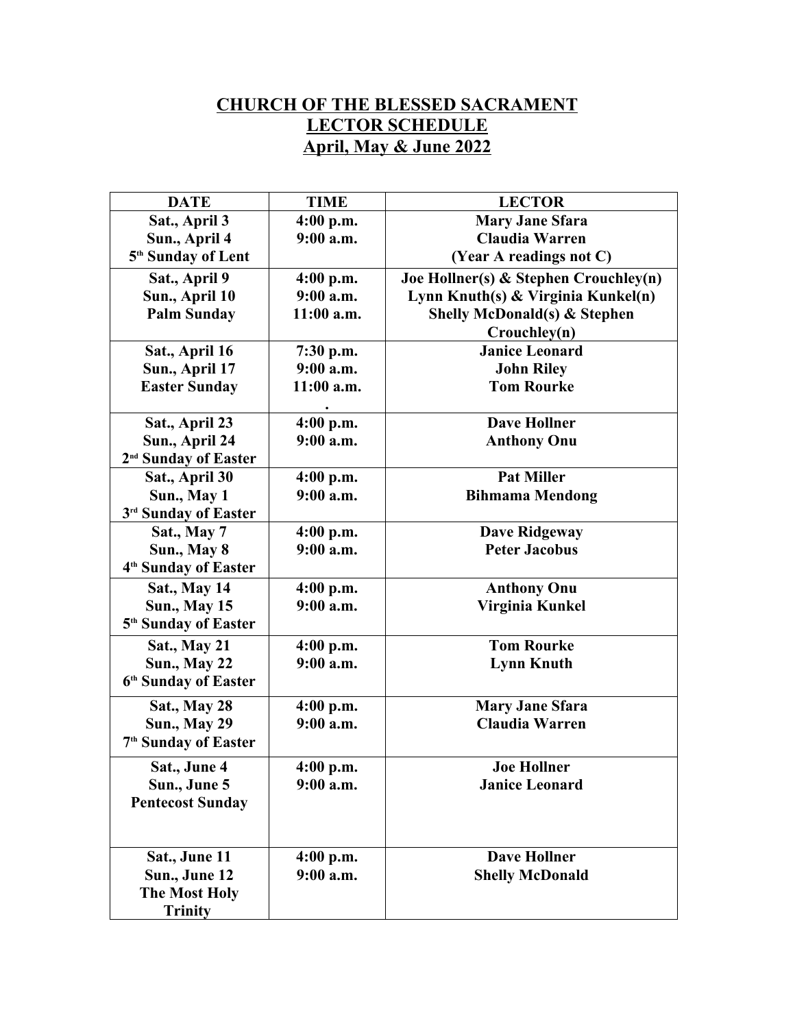# CHURCH OF THE BLESSED SACRAMENT
## LECTOR SCHEDULE
## April, May & June 2022

| DATE | TIME | LECTOR |
|---|---|---|
| Sat., April 3<br>Sun., April 4<br>5th Sunday of Lent | 4:00 p.m.<br>9:00 a.m. | Mary Jane Sfara<br>Claudia Warren<br>(Year A readings not C) |
| Sat., April 9<br>Sun., April 10<br>Palm Sunday | 4:00 p.m.<br>9:00 a.m.<br>11:00 a.m. | Joe Hollner(s) & Stephen Crouchley(n)<br>Lynn Knuth(s) & Virginia Kunkel(n)<br>Shelly McDonald(s) & Stephen Crouchley(n) |
| Sat., April 16<br>Sun., April 17<br>Easter Sunday | 7:30 p.m.<br>9:00 a.m.<br>11:00 a.m.<br>. | Janice Leonard<br>John Riley<br>Tom Rourke |
| Sat., April 23<br>Sun., April 24<br>2nd Sunday of Easter | 4:00 p.m.<br>9:00 a.m. | Dave Hollner<br>Anthony Onu |
| Sat., April 30<br>Sun., May 1<br>3rd Sunday of Easter | 4:00 p.m.<br>9:00 a.m. | Pat Miller<br>Bihmama Mendong |
| Sat., May 7<br>Sun., May 8<br>4th Sunday of Easter | 4:00 p.m.<br>9:00 a.m. | Dave Ridgeway<br>Peter Jacobus |
| Sat., May 14<br>Sun., May 15<br>5th Sunday of Easter | 4:00 p.m.<br>9:00 a.m. | Anthony Onu<br>Virginia Kunkel |
| Sat., May 21<br>Sun., May 22<br>6th Sunday of Easter | 4:00 p.m.<br>9:00 a.m. | Tom Rourke<br>Lynn Knuth |
| Sat., May 28<br>Sun., May 29<br>7th Sunday of Easter | 4:00 p.m.<br>9:00 a.m. | Mary Jane Sfara<br>Claudia Warren |
| Sat., June 4<br>Sun., June 5<br>Pentecost Sunday | 4:00 p.m.<br>9:00 a.m. | Joe Hollner<br>Janice Leonard |
| Sat., June 11<br>Sun., June 12<br>The Most Holy Trinity | 4:00 p.m.<br>9:00 a.m. | Dave Hollner<br>Shelly McDonald |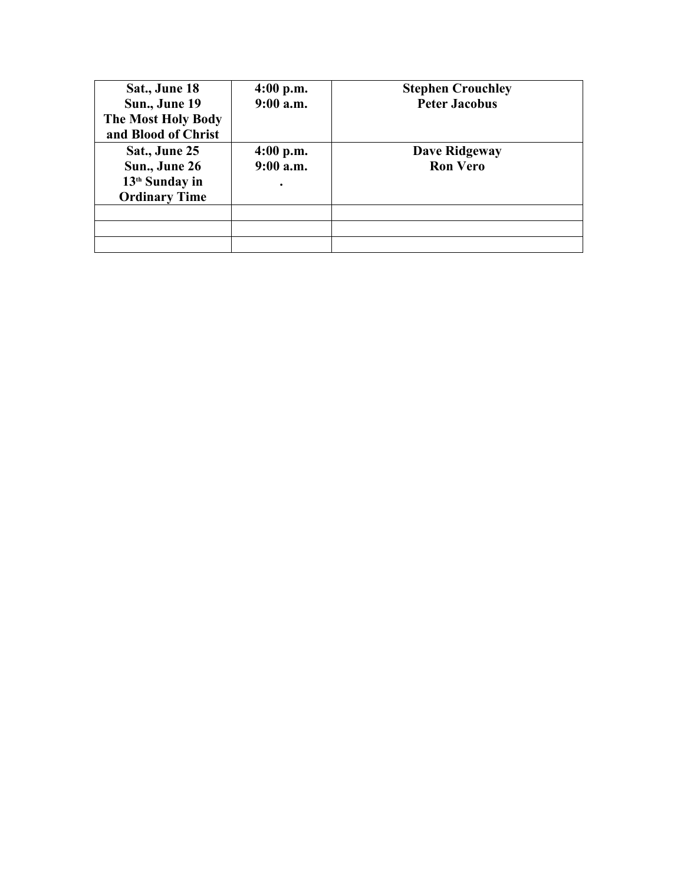| | | |
|---|---|---|
| **Sat., June 18**<br>**Sun., June 19**<br>**The Most Holy Body and Blood of Christ** | **4:00 p.m.**<br>**9:00 a.m.** | **Stephen Crouchley**<br>**Peter Jacobus** |
| **Sat., June 25**<br>**Sun., June 26**<br>**13th Sunday in Ordinary Time** | **4:00 p.m.**<br>**9:00 a.m.**<br>**.** | **Dave Ridgeway**<br>**Ron Vero** |
| | | |
| | | |
| | | |